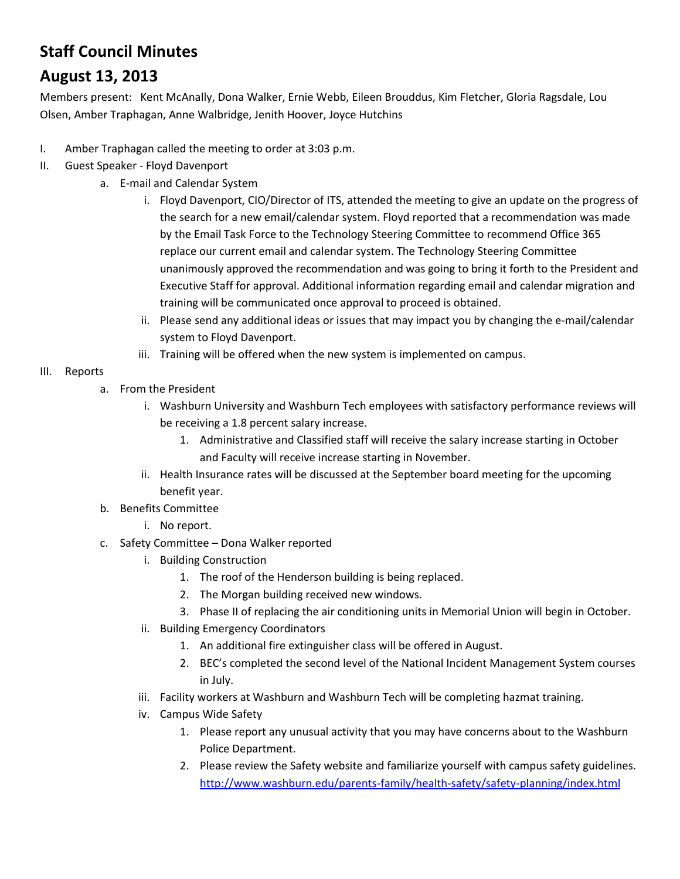# Staff Council Minutes

# August 13, 2013

Members present: Kent McAnally, Dona Walker, Ernie Webb, Eileen Brouddus, Kim Fletcher, Gloria Ragsdale, Lou Olsen, Amber Traphagan, Anne Walbridge, Jenith Hoover, Joyce Hutchins

I. Amber Traphagan called the meeting to order at 3:03 p.m.

II. Guest Speaker - Floyd Davenport
   a. E-mail and Calendar System
      i. Floyd Davenport, CIO/Director of ITS, attended the meeting to give an update on the progress of the search for a new email/calendar system. Floyd reported that a recommendation was made by the Email Task Force to the Technology Steering Committee to recommend Office 365 replace our current email and calendar system. The Technology Steering Committee unanimously approved the recommendation and was going to bring it forth to the President and Executive Staff for approval. Additional information regarding email and calendar migration and training will be communicated once approval to proceed is obtained.
      ii. Please send any additional ideas or issues that may impact you by changing the e-mail/calendar system to Floyd Davenport.
      iii. Training will be offered when the new system is implemented on campus.

III. Reports
   a. From the President
      i. Washburn University and Washburn Tech employees with satisfactory performance reviews will be receiving a 1.8 percent salary increase.
         1. Administrative and Classified staff will receive the salary increase starting in October and Faculty will receive increase starting in November.
      ii. Health Insurance rates will be discussed at the September board meeting for the upcoming benefit year.
   b. Benefits Committee
      i. No report.
   c. Safety Committee – Dona Walker reported
      i. Building Construction
         1. The roof of the Henderson building is being replaced.
         2. The Morgan building received new windows.
         3. Phase II of replacing the air conditioning units in Memorial Union will begin in October.
      ii. Building Emergency Coordinators
         1. An additional fire extinguisher class will be offered in August.
         2. BEC's completed the second level of the National Incident Management System courses in July.
      iii. Facility workers at Washburn and Washburn Tech will be completing hazmat training.
      iv. Campus Wide Safety
         1. Please report any unusual activity that you may have concerns about to the Washburn Police Department.
         2. Please review the Safety website and familiarize yourself with campus safety guidelines. http://www.washburn.edu/parents-family/health-safety/safety-planning/index.html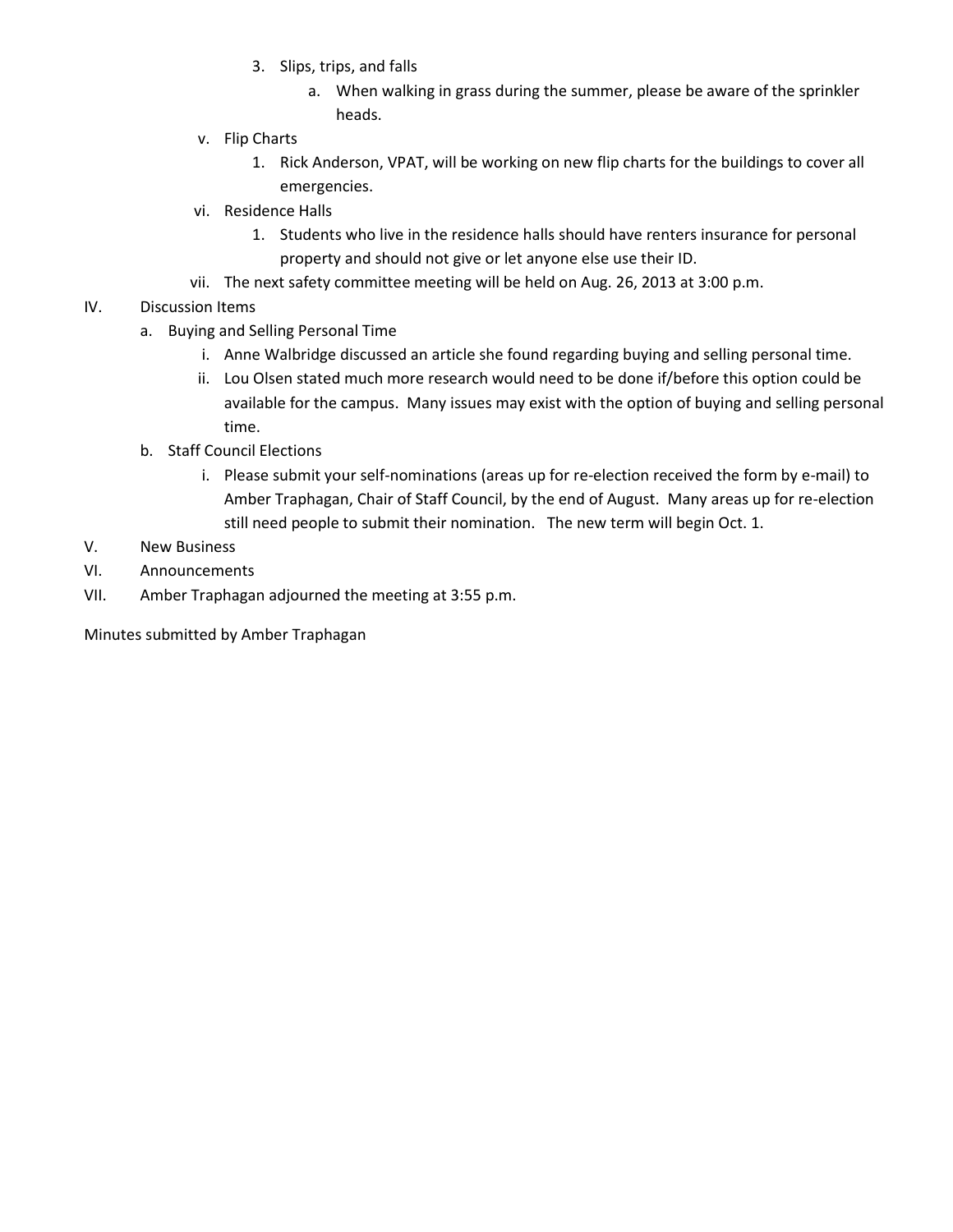3. Slips, trips, and falls
    a. When walking in grass during the summer, please be aware of the sprinkler heads.

v. Flip Charts
    1. Rick Anderson, VPAT, will be working on new flip charts for the buildings to cover all emergencies.

vi. Residence Halls
    1. Students who live in the residence halls should have renters insurance for personal property and should not give or let anyone else use their ID.

vii. The next safety committee meeting will be held on Aug. 26, 2013 at 3:00 p.m.

IV. Discussion Items

a. Buying and Selling Personal Time
    i. Anne Walbridge discussed an article she found regarding buying and selling personal time.
    ii. Lou Olsen stated much more research would need to be done if/before this option could be available for the campus. Many issues may exist with the option of buying and selling personal time.

b. Staff Council Elections
    i. Please submit your self-nominations (areas up for re-election received the form by e-mail) to Amber Traphagan, Chair of Staff Council, by the end of August. Many areas up for re-election still need people to submit their nomination. The new term will begin Oct. 1.

V. New Business

VI. Announcements

VII. Amber Traphagan adjourned the meeting at 3:55 p.m.

Minutes submitted by Amber Traphagan